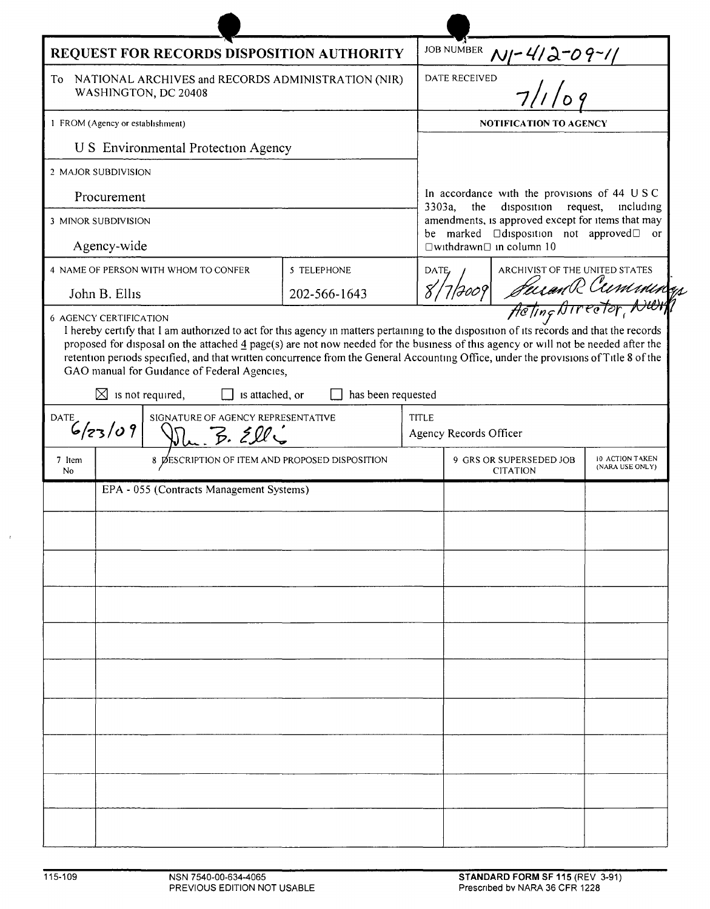# REQUEST FOR RECORDS DISPOSITION AUTHORITY

**JOB NUMBER** N1-412-09-11

To NATIONAL ARCHIVES and RECORDS ADMINISTRATION (NIR)
WASHINGTON, DC 20408

**DATE RECEIVED** 7/1/09

1 FROM (Agency or establishment)
U S Environmental Protection Agency

2 MAJOR SUBDIVISION
Procurement

3 MINOR SUBDIVISION
Agency-wide

4 NAME OF PERSON WITH WHOM TO CONFER
John B. Ellis

5 TELEPHONE
202-566-1643

**NOTIFICATION TO AGENCY**

In accordance with the provisions of 44 U S C 3303a, the disposition request, including amendments, is approved except for items that may be marked "disposition not approved" or "withdrawn" in column 10

DATE 8/7/2009

ARCHIVIST OF THE UNITED STATES
Susan R Cummings
Acting Director, NWM

6 AGENCY CERTIFICATION
I hereby certify that I am authorized to act for this agency in matters pertaining to the disposition of its records and that the records proposed for disposal on the attached 4 page(s) are not now needed for the business of this agency or will not be needed after the retention periods specified, and that written concurrence from the General Accounting Office, under the provisions of Title 8 of the GAO manual for Guidance of Federal Agencies,

☒ is not required, ☐ is attached, or ☐ has been requested

DATE 6/23/09

SIGNATURE OF AGENCY REPRESENTATIVE
John B. Ellis

TITLE
Agency Records Officer

| 7 Item No | 8 DESCRIPTION OF ITEM AND PROPOSED DISPOSITION | 9 GRS OR SUPERSEDED JOB CITATION | 10 ACTION TAKEN (NARA USE ONLY) |
|---|---|---|---|
| | EPA - 055 (Contracts Management Systems) | | |

115-109 NSN 7540-00-634-4065 PREVIOUS EDITION NOT USABLE
**STANDARD FORM SF 115** (REV 3-91) Prescribed by NARA 36 CFR 1228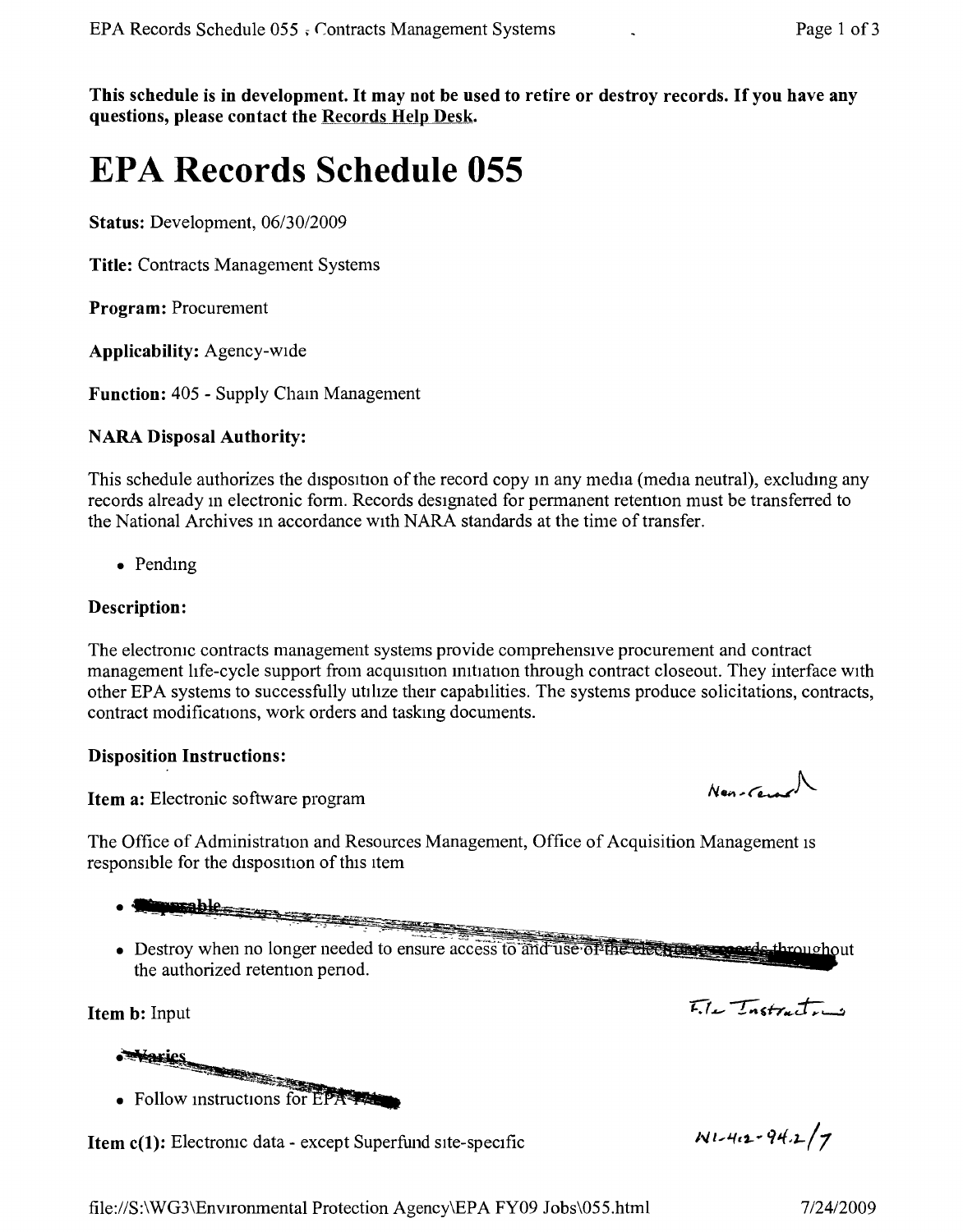**This schedule is in development. It may not be used to retire or destroy records. If you have any questions, please contact the Records Help Desk.**

# EPA Records Schedule 055

**Status:** Development, 06/30/2009

**Title:** Contracts Management Systems

**Program:** Procurement

**Applicability:** Agency-wide

**Function:** 405 - Supply Chain Management

**NARA Disposal Authority:**

This schedule authorizes the disposition of the record copy in any media (media neutral), excluding any records already in electronic form. Records designated for permanent retention must be transferred to the National Archives in accordance with NARA standards at the time of transfer.

- Pending

**Description:**

The electronic contracts management systems provide comprehensive procurement and contract management life-cycle support from acquisition initiation through contract closeout. They interface with other EPA systems to successfully utilize their capabilities. The systems produce solicitations, contracts, contract modifications, work orders and tasking documents.

**Disposition Instructions:**

**Item a:** Electronic software program

Non-record

The Office of Administration and Resources Management, Office of Acquisition Management is responsible for the disposition of this item

- ~~Disposable~~
- Destroy when no longer needed to ensure access to and use of the electronic records throughout the authorized retention period.

**Item b:** Input

File Instructions

- ~~Varies~~
- Follow instructions for EPA ...

**Item c(1):** Electronic data - except Superfund site-specific

N1-412-94.2/7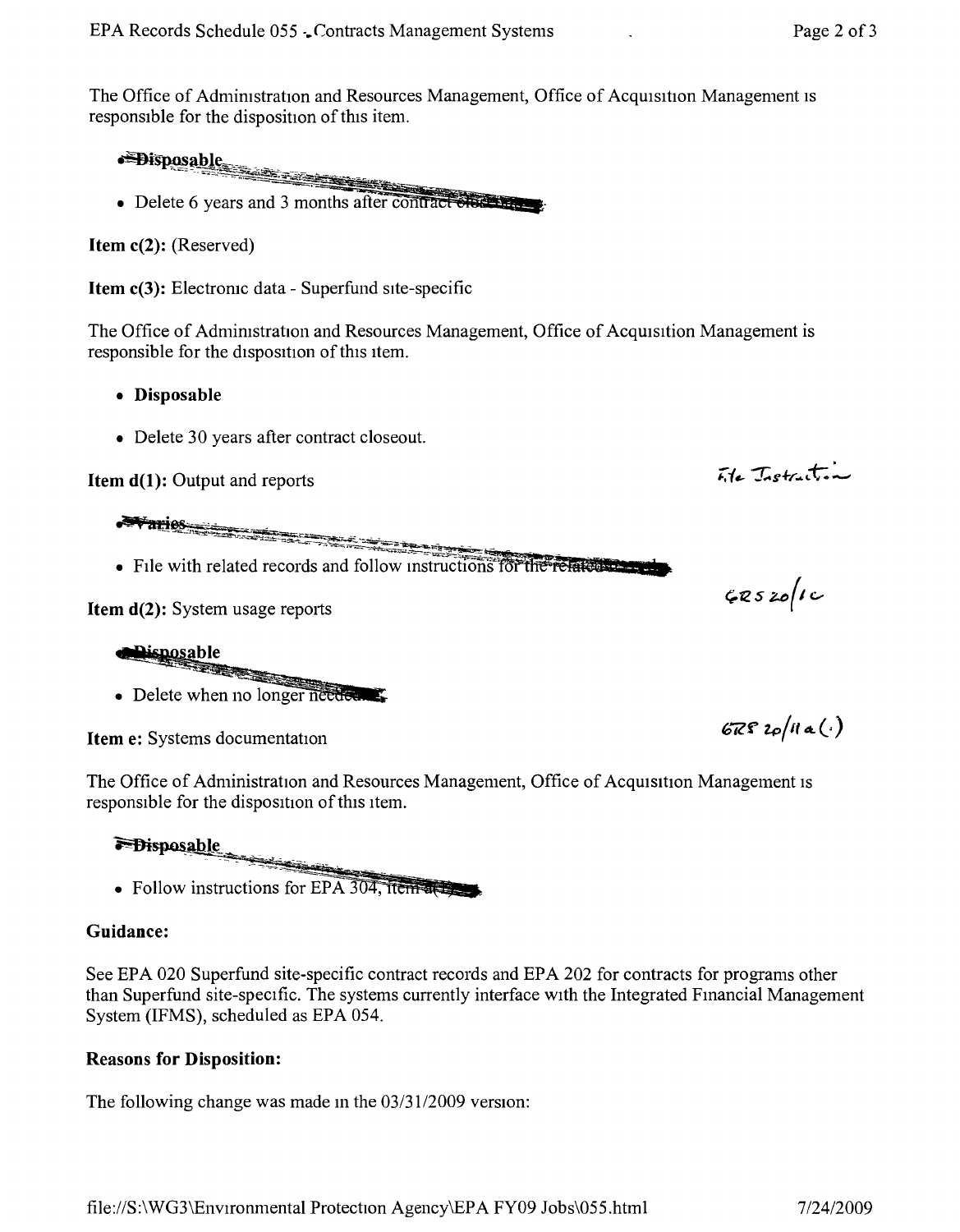The Office of Administration and Resources Management, Office of Acquisition Management is responsible for the disposition of this item.

- **Disposable**
- Delete 6 years and 3 months after contract closeout.

**Item c(2):** (Reserved)

**Item c(3):** Electronic data - Superfund site-specific

The Office of Administration and Resources Management, Office of Acquisition Management is responsible for the disposition of this item.

- **Disposable**
- Delete 30 years after contract closeout.

**Item d(1):** Output and reports

File Instruction

- **Varies**
- File with related records and follow instructions for the related records.

GRS 20/1c

**Item d(2):** System usage reports

- **Disposable**
- Delete when no longer needed.

GRS 20/11a(1)

**Item e:** Systems documentation

The Office of Administration and Resources Management, Office of Acquisition Management is responsible for the disposition of this item.

- **Disposable**
- Follow instructions for EPA 304, item a(1).

### Guidance:

See EPA 020 Superfund site-specific contract records and EPA 202 for contracts for programs other than Superfund site-specific. The systems currently interface with the Integrated Financial Management System (IFMS), scheduled as EPA 054.

### Reasons for Disposition:

The following change was made in the 03/31/2009 version: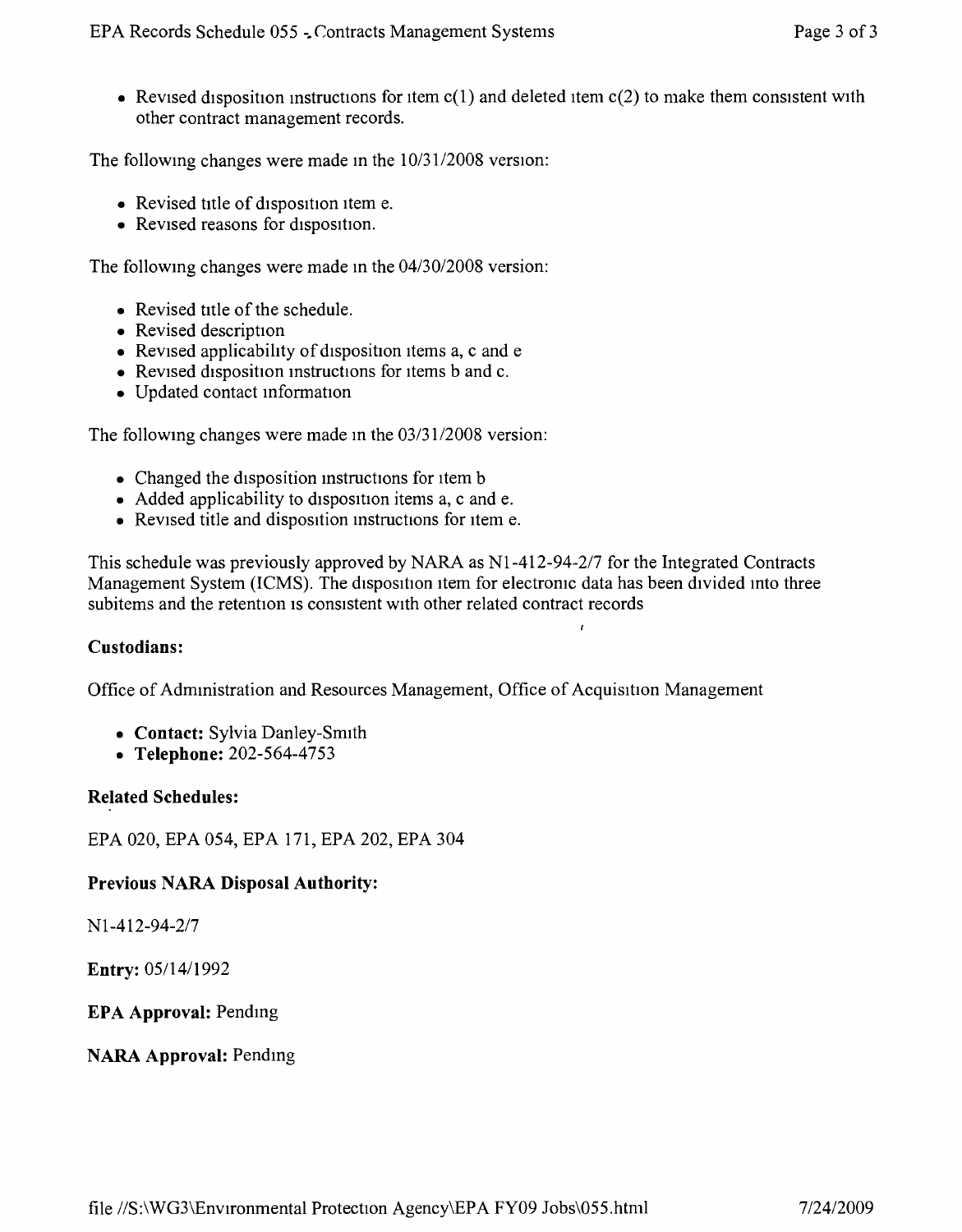- Revised disposition instructions for item c(1) and deleted item c(2) to make them consistent with other contract management records.

The following changes were made in the 10/31/2008 version:

- Revised title of disposition item e.
- Revised reasons for disposition.

The following changes were made in the 04/30/2008 version:

- Revised title of the schedule.
- Revised description
- Revised applicability of disposition items a, c and e
- Revised disposition instructions for items b and c.
- Updated contact information

The following changes were made in the 03/31/2008 version:

- Changed the disposition instructions for item b
- Added applicability to disposition items a, c and e.
- Revised title and disposition instructions for item e.

This schedule was previously approved by NARA as N1-412-94-2/7 for the Integrated Contracts Management System (ICMS). The disposition item for electronic data has been divided into three subitems and the retention is consistent with other related contract records

**Custodians:**

Office of Administration and Resources Management, Office of Acquisition Management

- **Contact:** Sylvia Danley-Smith
- **Telephone:** 202-564-4753

**Related Schedules:**

EPA 020, EPA 054, EPA 171, EPA 202, EPA 304

**Previous NARA Disposal Authority:**

N1-412-94-2/7

**Entry:** 05/14/1992

**EPA Approval:** Pending

**NARA Approval:** Pending